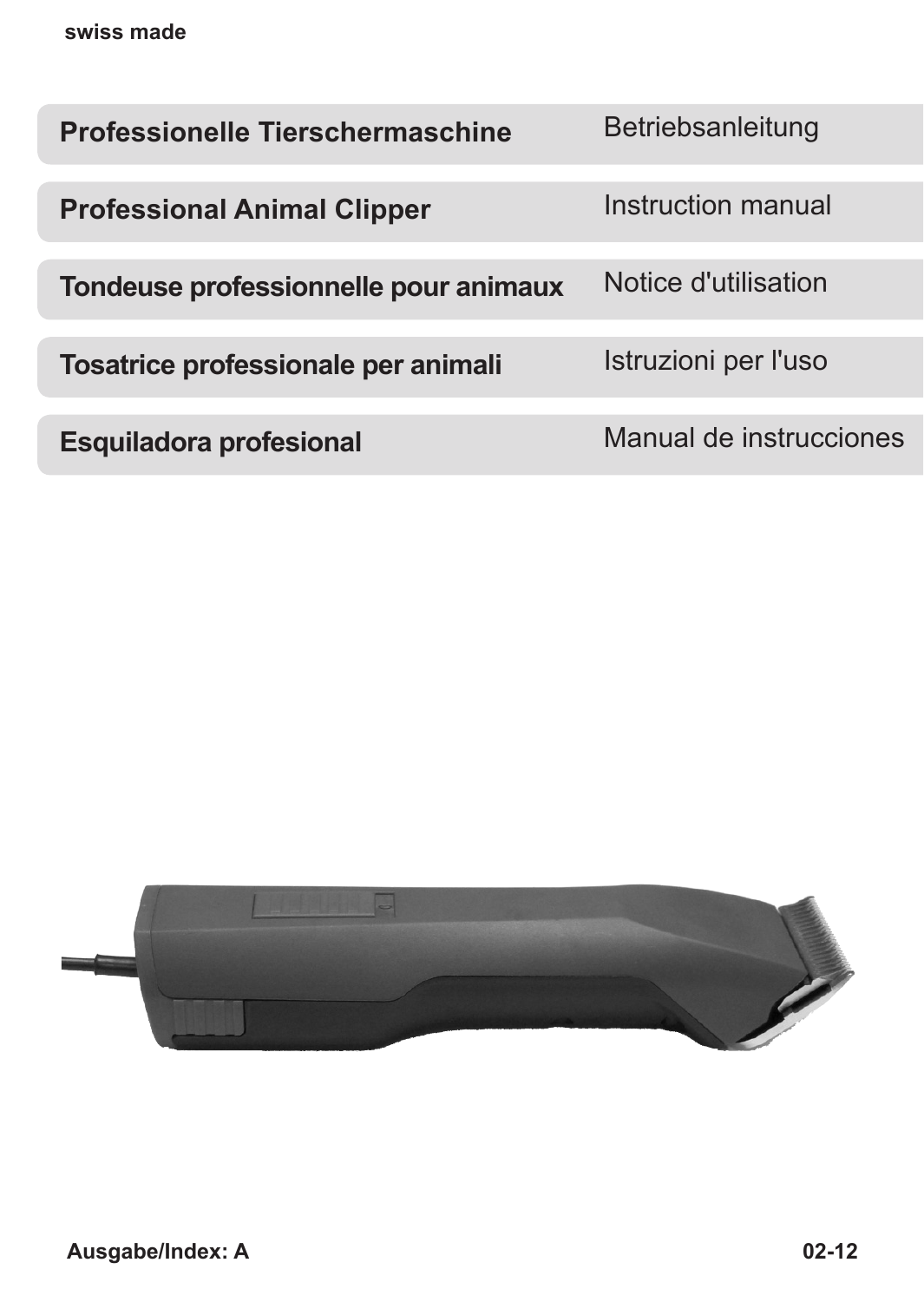swiss made

| | |
|---|---|
| **Professionelle Tierschermaschine** | Betriebsanleitung |
| **Professional Animal Clipper** | Instruction manual |
| **Tondeuse professionnelle pour animaux** | Notice d'utilisation |
| **Tosatrice professionale per animali** | Istruzioni per l'uso |
| **Esquiladora profesional** | Manual de instrucciones |

**Ausgabe/Index: A** **02-12**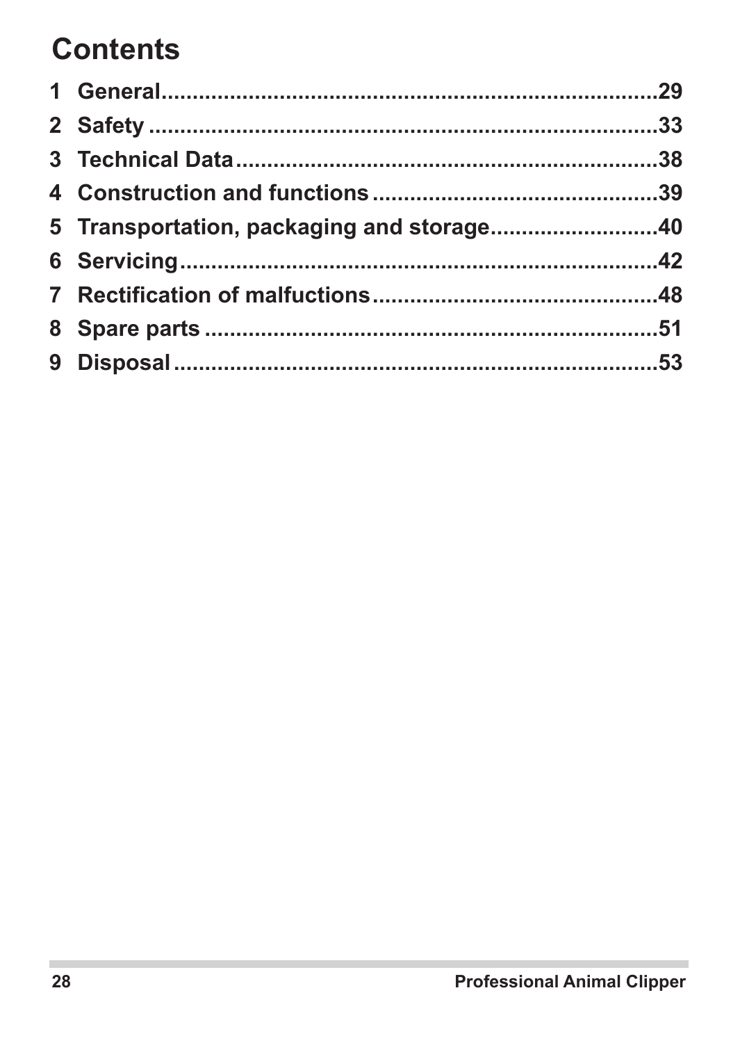# Contents

1 General.....................................................................29
2 Safety .......................................................................33
3 Technical Data...........................................................38
4 Construction and functions .......................................39
5 Transportation, packaging and storage.....................40
6 Servicing...................................................................42
7 Rectification of malfuctions........................................48
8 Spare parts ...............................................................51
9 Disposal ....................................................................53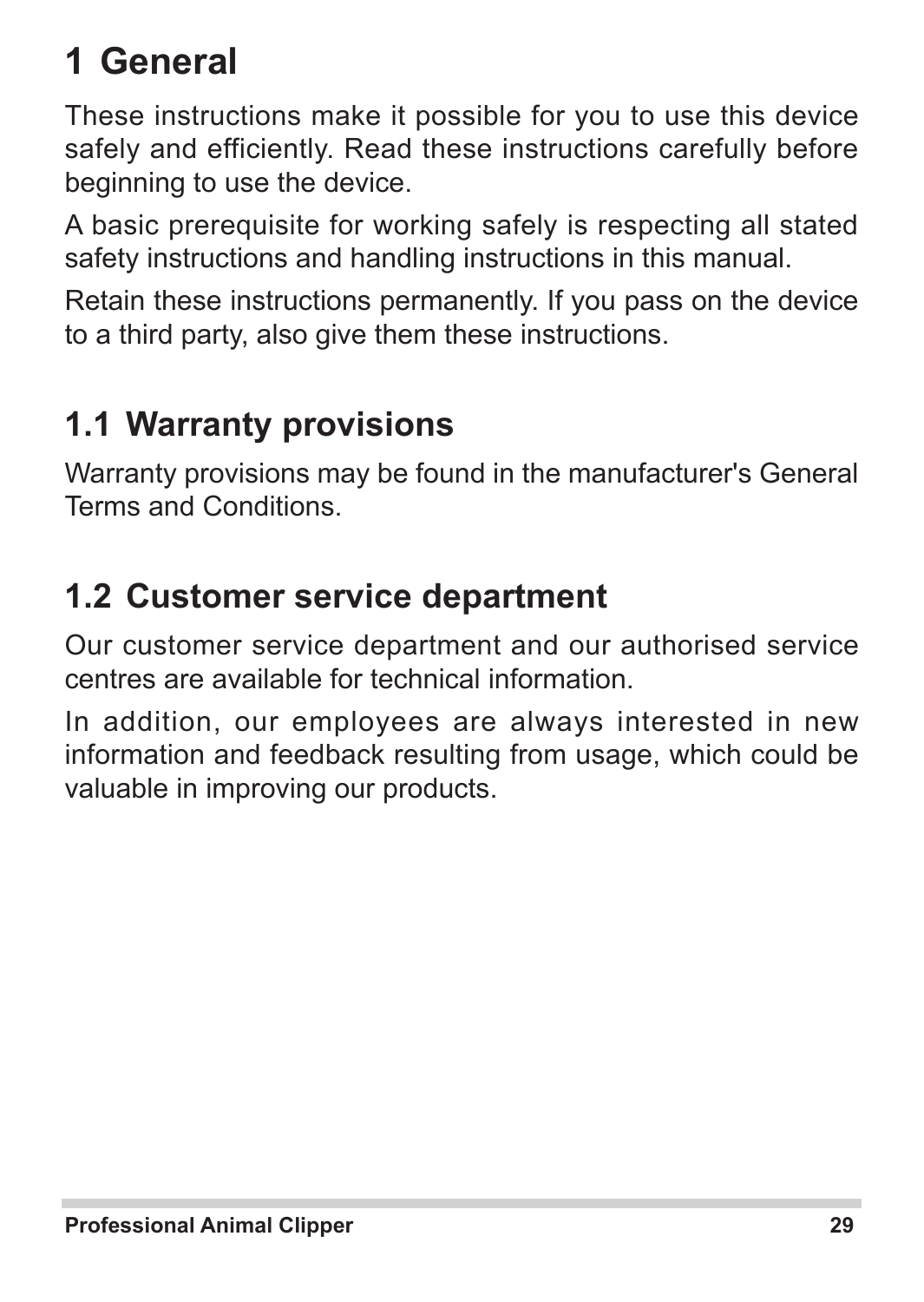# 1 General

These instructions make it possible for you to use this device safely and efficiently. Read these instructions carefully before beginning to use the device.

A basic prerequisite for working safely is respecting all stated safety instructions and handling instructions in this manual.

Retain these instructions permanently. If you pass on the device to a third party, also give them these instructions.

## 1.1 Warranty provisions

Warranty provisions may be found in the manufacturer's General Terms and Conditions.

## 1.2 Customer service department

Our customer service department and our authorised service centres are available for technical information.

In addition, our employees are always interested in new information and feedback resulting from usage, which could be valuable in improving our products.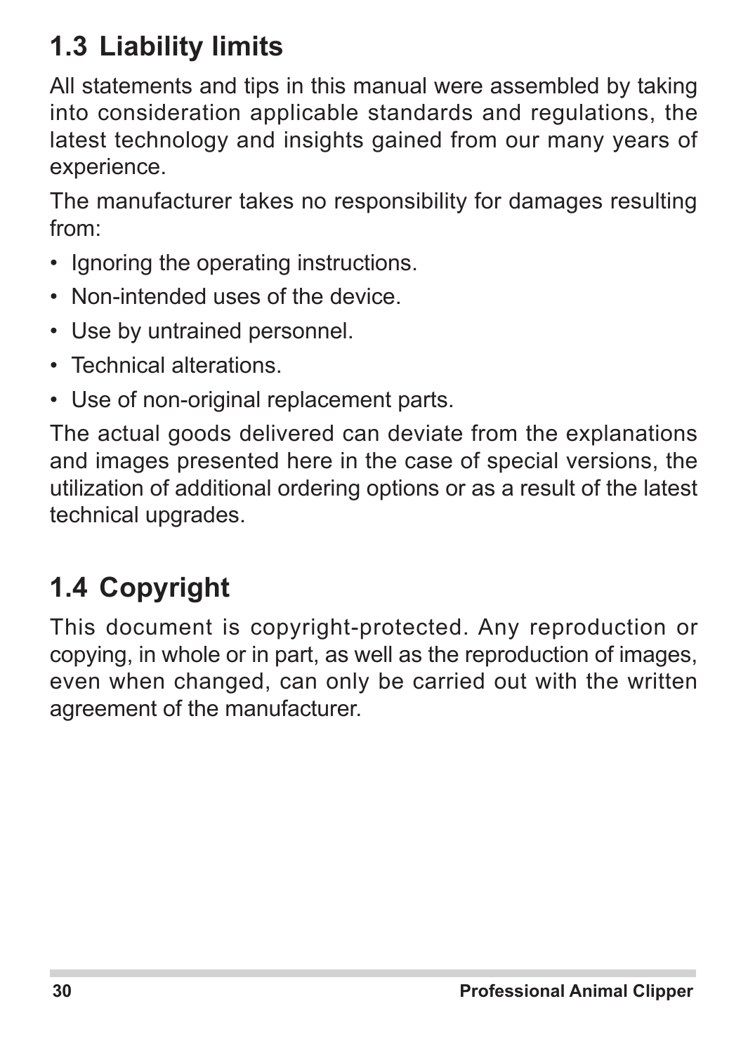## 1.3 Liability limits

All statements and tips in this manual were assembled by taking into consideration applicable standards and regulations, the latest technology and insights gained from our many years of experience.

The manufacturer takes no responsibility for damages resulting from:

- Ignoring the operating instructions.
- Non-intended uses of the device.
- Use by untrained personnel.
- Technical alterations.
- Use of non-original replacement parts.

The actual goods delivered can deviate from the explanations and images presented here in the case of special versions, the utilization of additional ordering options or as a result of the latest technical upgrades.

## 1.4 Copyright

This document is copyright-protected. Any reproduction or copying, in whole or in part, as well as the reproduction of images, even when changed, can only be carried out with the written agreement of the manufacturer.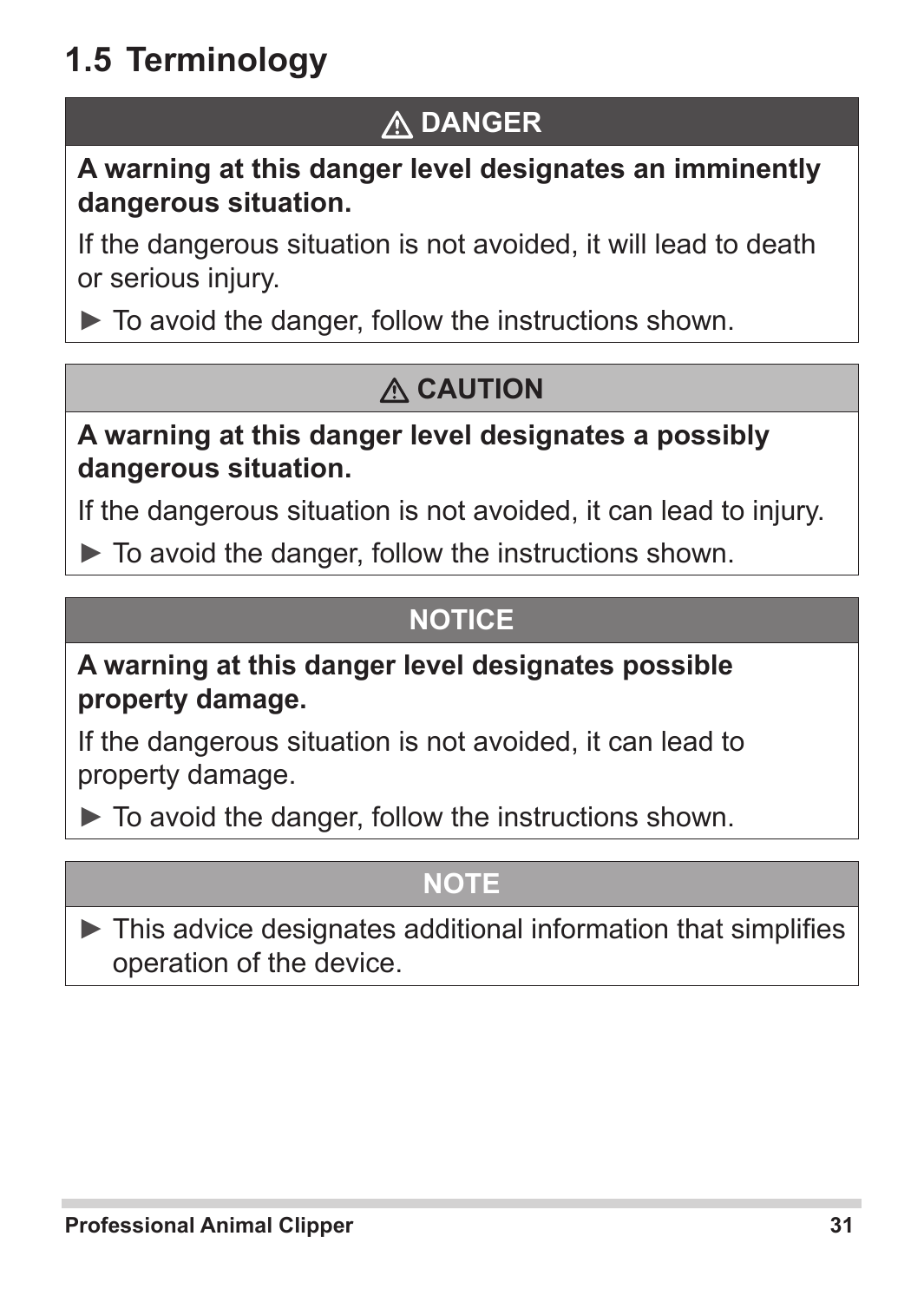## 1.5 Terminology

**⚠ DANGER**

**A warning at this danger level designates an imminently dangerous situation.**

If the dangerous situation is not avoided, it will lead to death or serious injury.

► To avoid the danger, follow the instructions shown.

**⚠ CAUTION**

**A warning at this danger level designates a possibly dangerous situation.**

If the dangerous situation is not avoided, it can lead to injury.

► To avoid the danger, follow the instructions shown.

**NOTICE**

**A warning at this danger level designates possible property damage.**

If the dangerous situation is not avoided, it can lead to property damage.

► To avoid the danger, follow the instructions shown.

**NOTE**

► This advice designates additional information that simplifies operation of the device.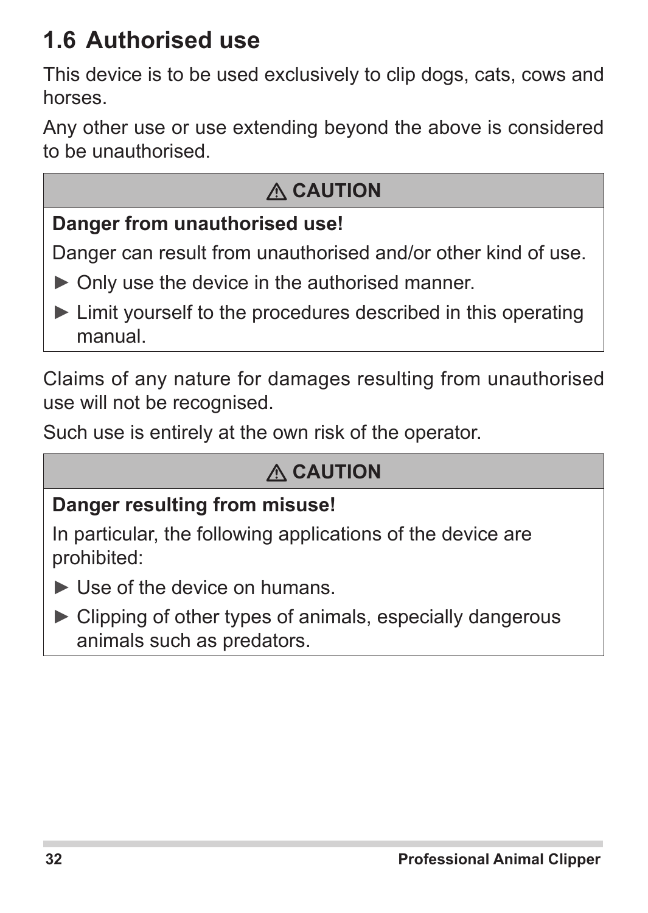## 1.6 Authorised use

This device is to be used exclusively to clip dogs, cats, cows and horses.

Any other use or use extending beyond the above is considered to be unauthorised.

| ⚠ CAUTION |
|---|
| **Danger from unauthorised use!**<br>Danger can result from unauthorised and/or other kind of use.<br>► Only use the device in the authorised manner.<br>► Limit yourself to the procedures described in this operating manual. |

Claims of any nature for damages resulting from unauthorised use will not be recognised.

Such use is entirely at the own risk of the operator.

| ⚠ CAUTION |
|---|
| **Danger resulting from misuse!**<br>In particular, the following applications of the device are prohibited:<br>► Use of the device on humans.<br>► Clipping of other types of animals, especially dangerous animals such as predators. |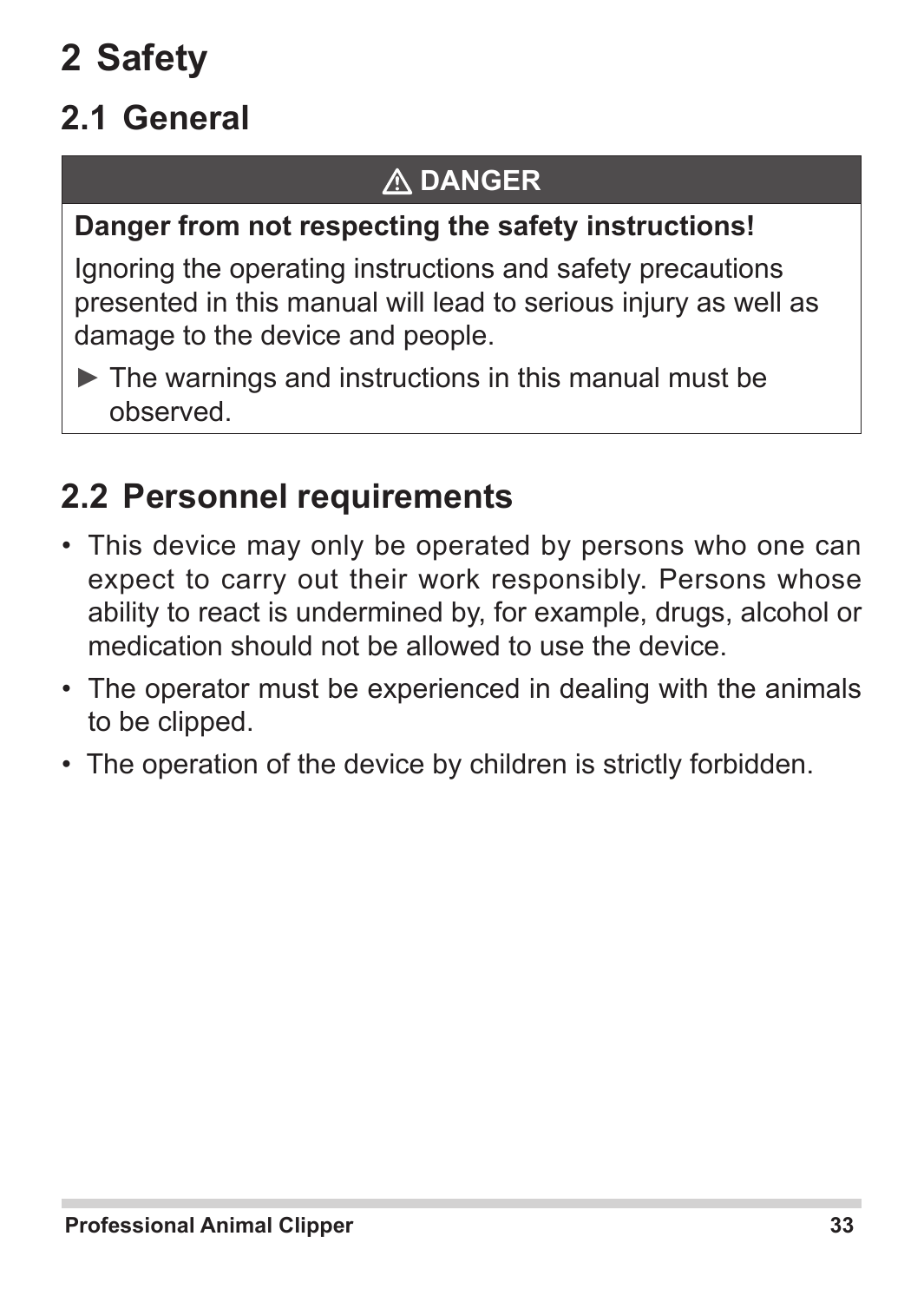# 2 Safety

## 2.1 General

> **⚠ DANGER**
>
> **Danger from not respecting the safety instructions!**
>
> Ignoring the operating instructions and safety precautions presented in this manual will lead to serious injury as well as damage to the device and people.
>
> ► The warnings and instructions in this manual must be observed.

## 2.2 Personnel requirements

- This device may only be operated by persons who one can expect to carry out their work responsibly. Persons whose ability to react is undermined by, for example, drugs, alcohol or medication should not be allowed to use the device.
- The operator must be experienced in dealing with the animals to be clipped.
- The operation of the device by children is strictly forbidden.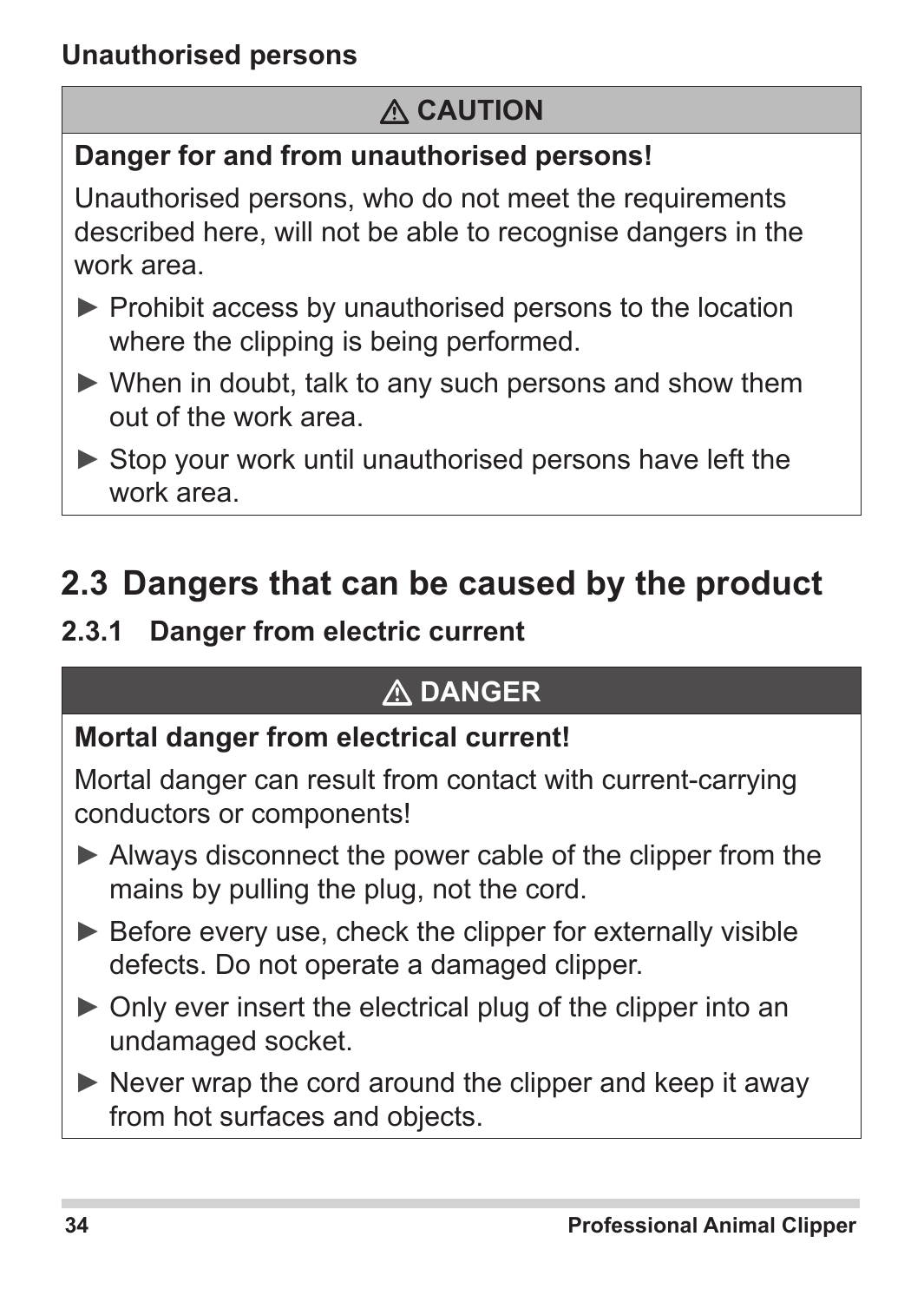**Unauthorised persons**

> ⚠ **CAUTION**
>
> **Danger for and from unauthorised persons!**
>
> Unauthorised persons, who do not meet the requirements described here, will not be able to recognise dangers in the work area.
>
> ► Prohibit access by unauthorised persons to the location where the clipping is being performed.
>
> ► When in doubt, talk to any such persons and show them out of the work area.
>
> ► Stop your work until unauthorised persons have left the work area.

## 2.3 Dangers that can be caused by the product

### 2.3.1 Danger from electric current

> ⚠ **DANGER**
>
> **Mortal danger from electrical current!**
>
> Mortal danger can result from contact with current-carrying conductors or components!
>
> ► Always disconnect the power cable of the clipper from the mains by pulling the plug, not the cord.
>
> ► Before every use, check the clipper for externally visible defects. Do not operate a damaged clipper.
>
> ► Only ever insert the electrical plug of the clipper into an undamaged socket.
>
> ► Never wrap the cord around the clipper and keep it away from hot surfaces and objects.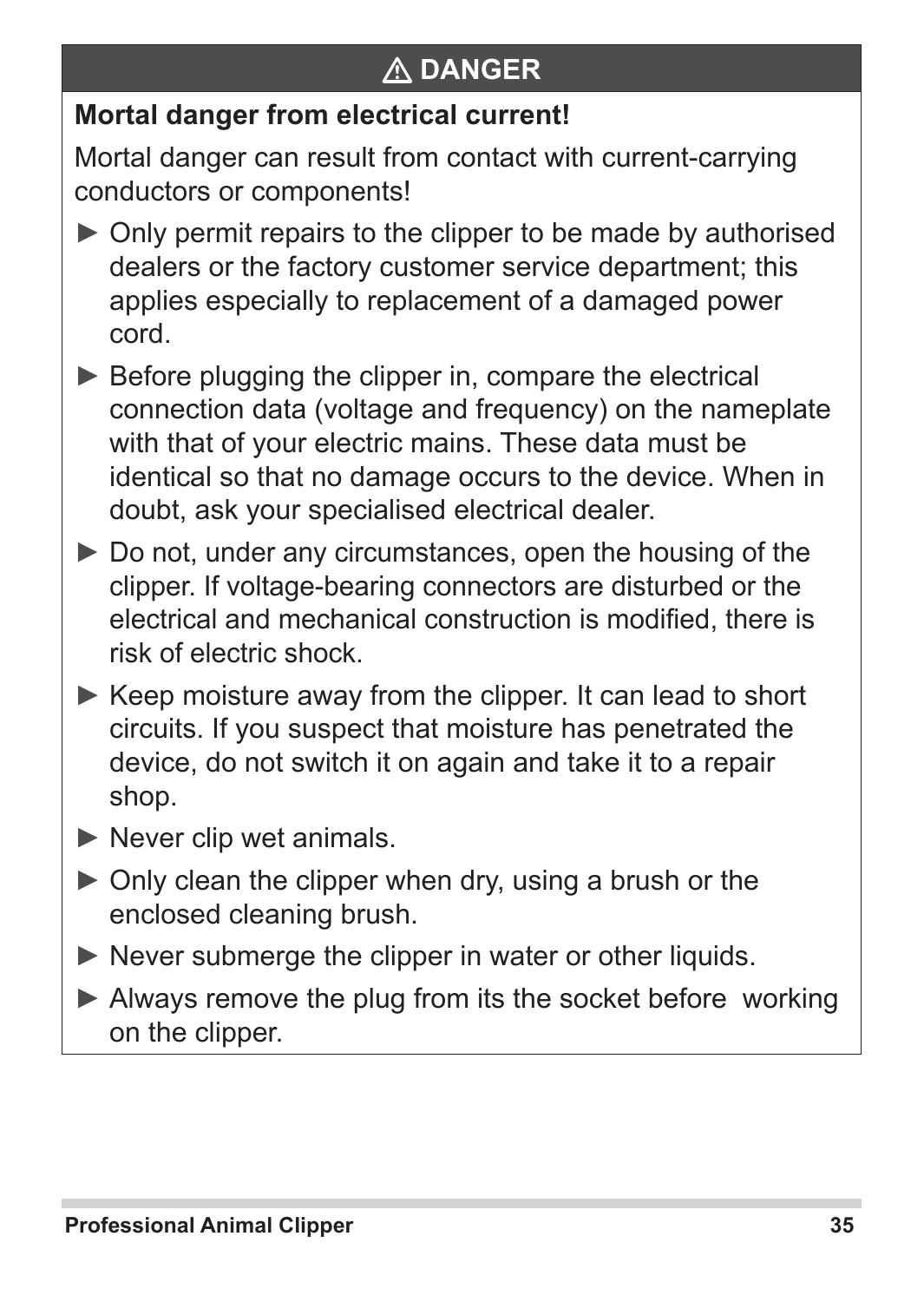## ⚠ DANGER

**Mortal danger from electrical current!**

Mortal danger can result from contact with current-carrying conductors or components!

- ► Only permit repairs to the clipper to be made by authorised dealers or the factory customer service department; this applies especially to replacement of a damaged power cord.
- ► Before plugging the clipper in, compare the electrical connection data (voltage and frequency) on the nameplate with that of your electric mains. These data must be identical so that no damage occurs to the device. When in doubt, ask your specialised electrical dealer.
- ► Do not, under any circumstances, open the housing of the clipper. If voltage-bearing connectors are disturbed or the electrical and mechanical construction is modified, there is risk of electric shock.
- ► Keep moisture away from the clipper. It can lead to short circuits. If you suspect that moisture has penetrated the device, do not switch it on again and take it to a repair shop.
- ► Never clip wet animals.
- ► Only clean the clipper when dry, using a brush or the enclosed cleaning brush.
- ► Never submerge the clipper in water or other liquids.
- ► Always remove the plug from its the socket before working on the clipper.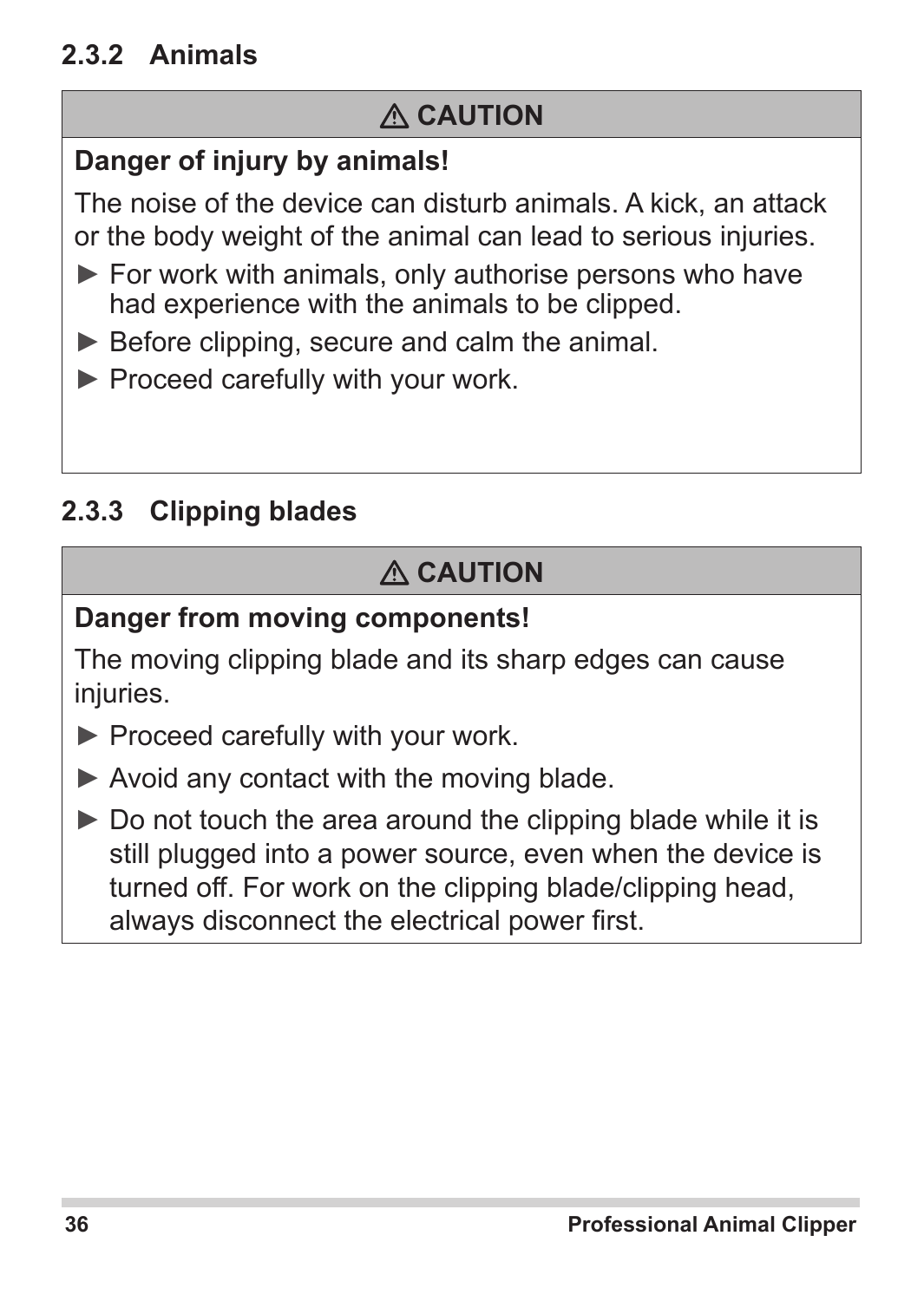### 2.3.2 Animals

**⚠ CAUTION**

**Danger of injury by animals!**

The noise of the device can disturb animals. A kick, an attack or the body weight of the animal can lead to serious injuries.

- ► For work with animals, only authorise persons who have had experience with the animals to be clipped.
- ► Before clipping, secure and calm the animal.
- ► Proceed carefully with your work.

### 2.3.3 Clipping blades

**⚠ CAUTION**

**Danger from moving components!**

The moving clipping blade and its sharp edges can cause injuries.

- ► Proceed carefully with your work.
- ► Avoid any contact with the moving blade.
- ► Do not touch the area around the clipping blade while it is still plugged into a power source, even when the device is turned off. For work on the clipping blade/clipping head, always disconnect the electrical power first.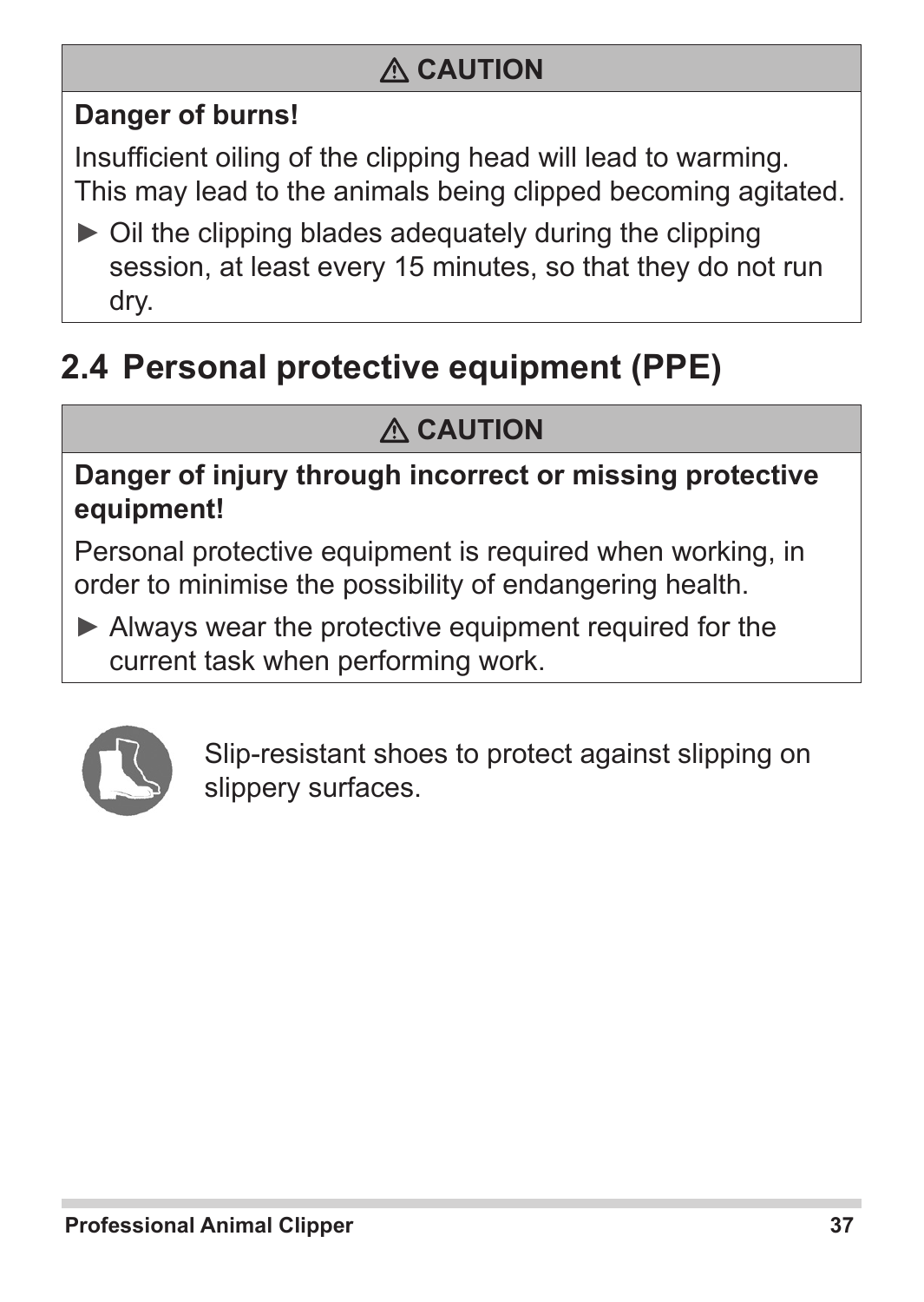**⚠ CAUTION**

**Danger of burns!**

Insufficient oiling of the clipping head will lead to warming. This may lead to the animals being clipped becoming agitated.

► Oil the clipping blades adequately during the clipping session, at least every 15 minutes, so that they do not run dry.

## 2.4 Personal protective equipment (PPE)

**⚠ CAUTION**

**Danger of injury through incorrect or missing protective equipment!**

Personal protective equipment is required when working, in order to minimise the possibility of endangering health.

► Always wear the protective equipment required for the current task when performing work.

Slip-resistant shoes to protect against slipping on slippery surfaces.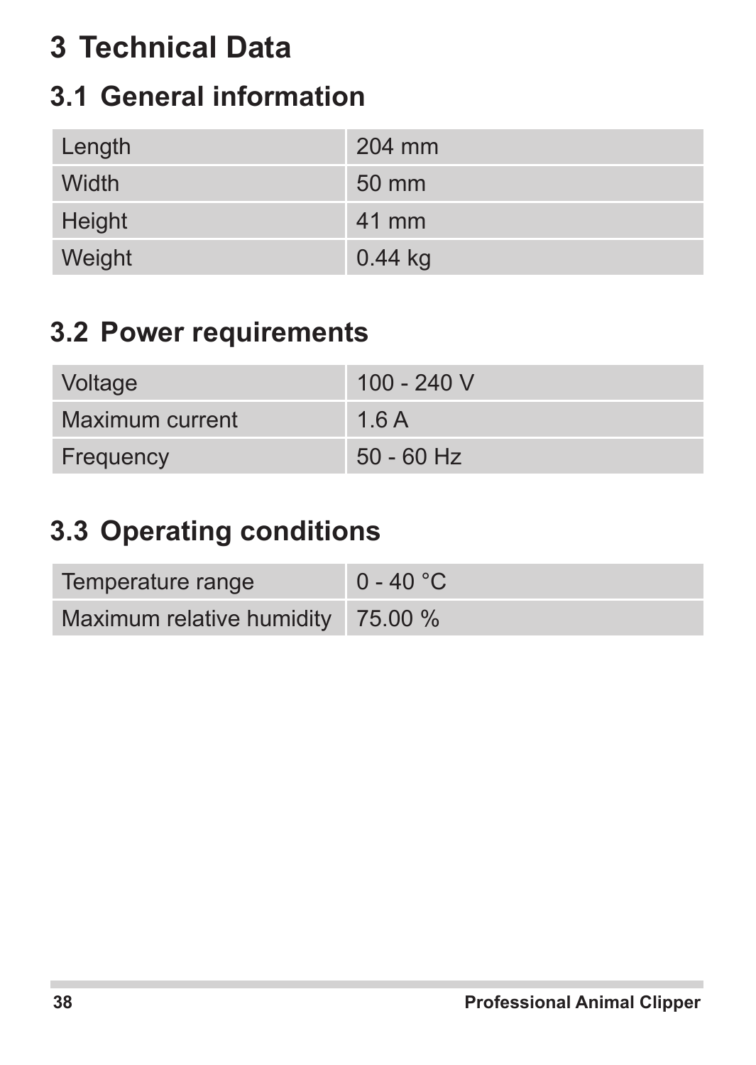# 3 Technical Data

## 3.1 General information

| Length | 204 mm |
|---|---|
| Width | 50 mm |
| Height | 41 mm |
| Weight | 0.44 kg |

## 3.2 Power requirements

| Voltage | 100 - 240 V |
|---|---|
| Maximum current | 1.6 A |
| Frequency | 50 - 60 Hz |

## 3.3 Operating conditions

| Temperature range | 0 - 40 °C |
|---|---|
| Maximum relative humidity | 75.00 % |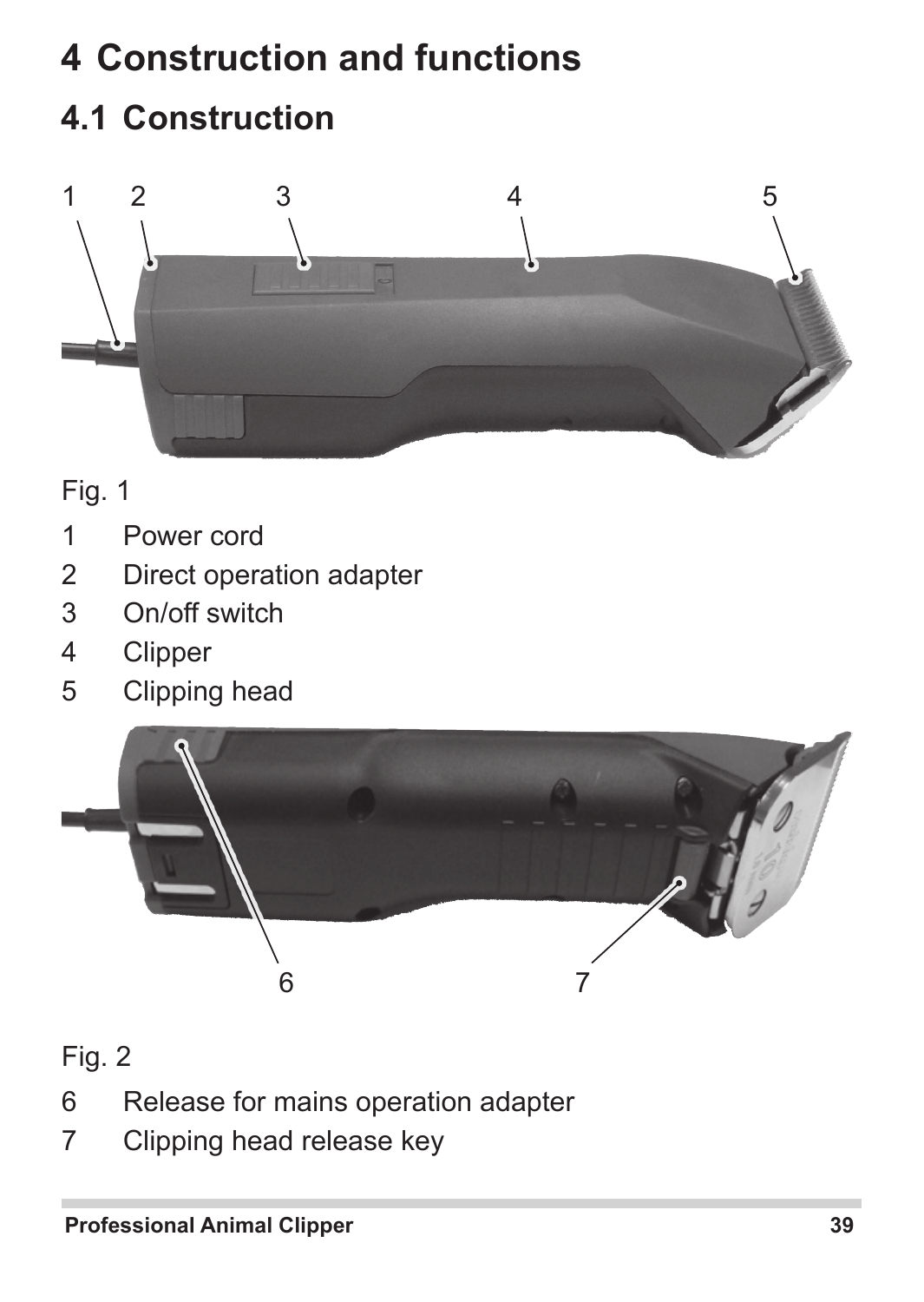# 4 Construction and functions

## 4.1 Construction

Fig. 1

1 Power cord
2 Direct operation adapter
3 On/off switch
4 Clipper
5 Clipping head

Fig. 2

6 Release for mains operation adapter
7 Clipping head release key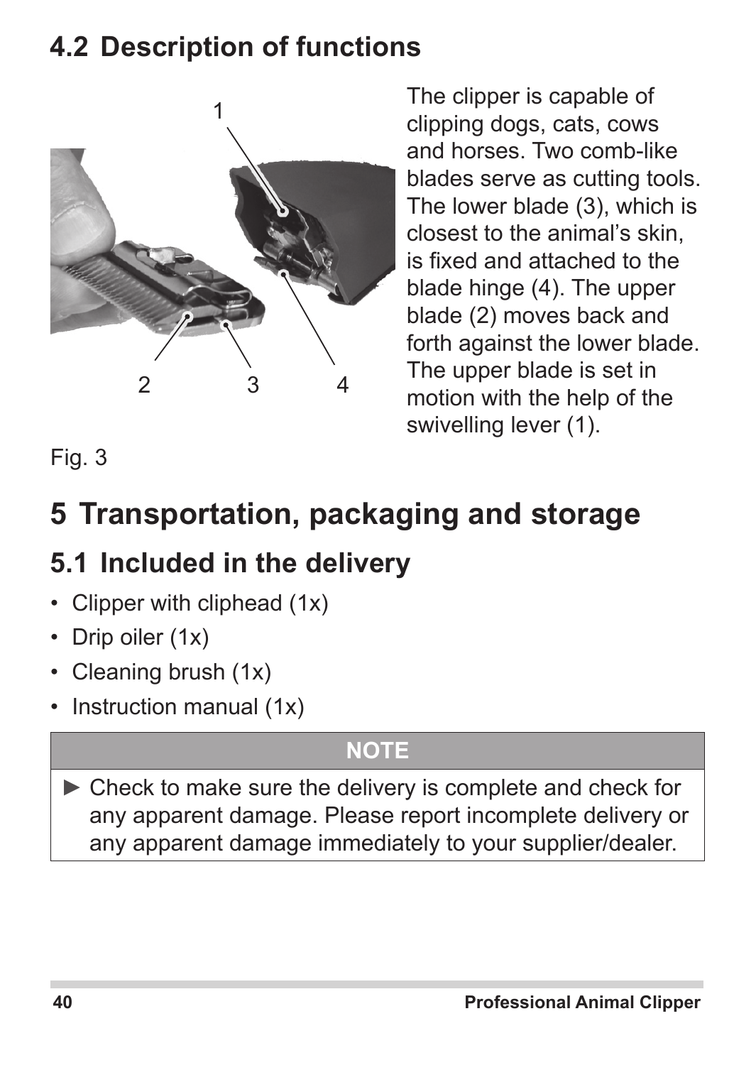## 4.2 Description of functions

The clipper is capable of clipping dogs, cats, cows and horses. Two comb-like blades serve as cutting tools. The lower blade (3), which is closest to the animal's skin, is fixed and attached to the blade hinge (4). The upper blade (2) moves back and forth against the lower blade. The upper blade is set in motion with the help of the swivelling lever (1).

Fig. 3

# 5 Transportation, packaging and storage

## 5.1 Included in the delivery

- Clipper with cliphead (1x)
- Drip oiler (1x)
- Cleaning brush (1x)
- Instruction manual (1x)

| NOTE |
|---|
| ► Check to make sure the delivery is complete and check for any apparent damage. Please report incomplete delivery or any apparent damage immediately to your supplier/dealer. |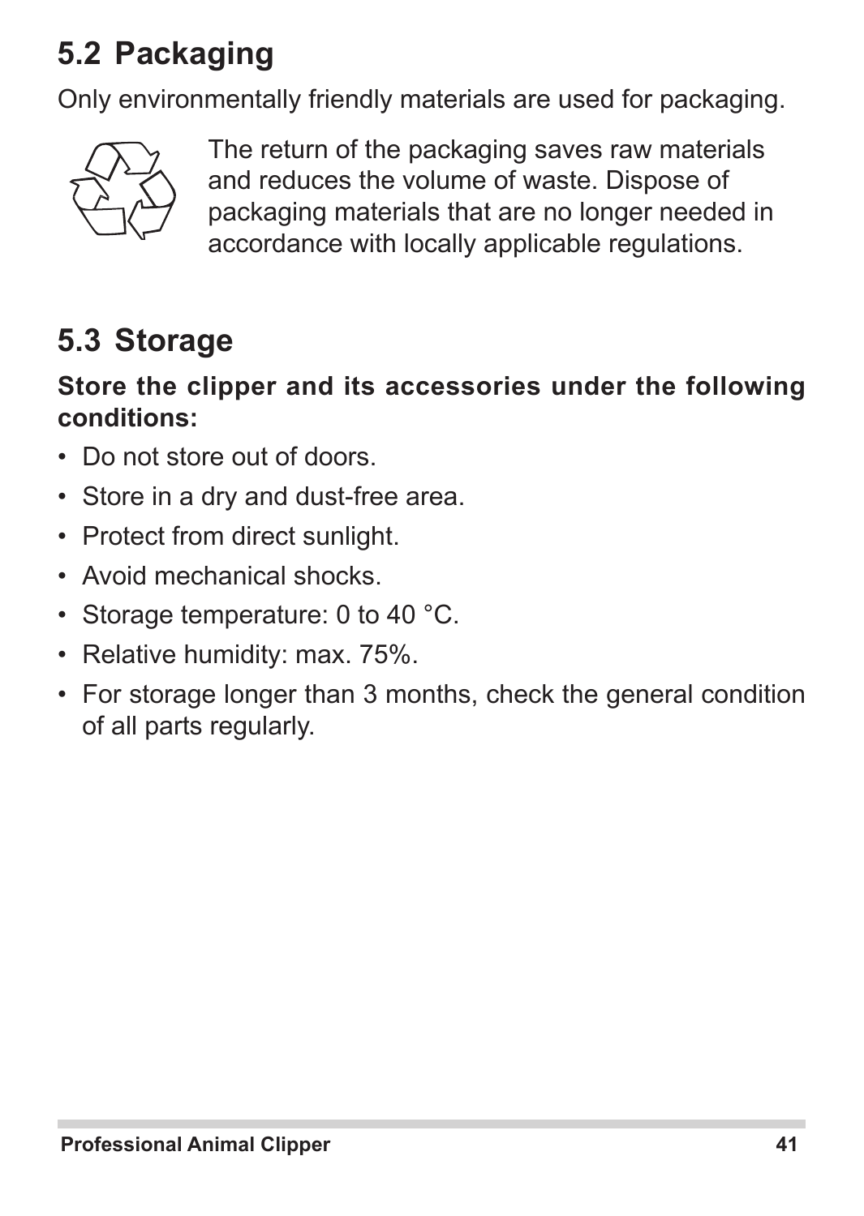## 5.2 Packaging

Only environmentally friendly materials are used for packaging.

The return of the packaging saves raw materials and reduces the volume of waste. Dispose of packaging materials that are no longer needed in accordance with locally applicable regulations.

## 5.3 Storage

**Store the clipper and its accessories under the following conditions:**

- Do not store out of doors.
- Store in a dry and dust-free area.
- Protect from direct sunlight.
- Avoid mechanical shocks.
- Storage temperature: 0 to 40 °C.
- Relative humidity: max. 75%.
- For storage longer than 3 months, check the general condition of all parts regularly.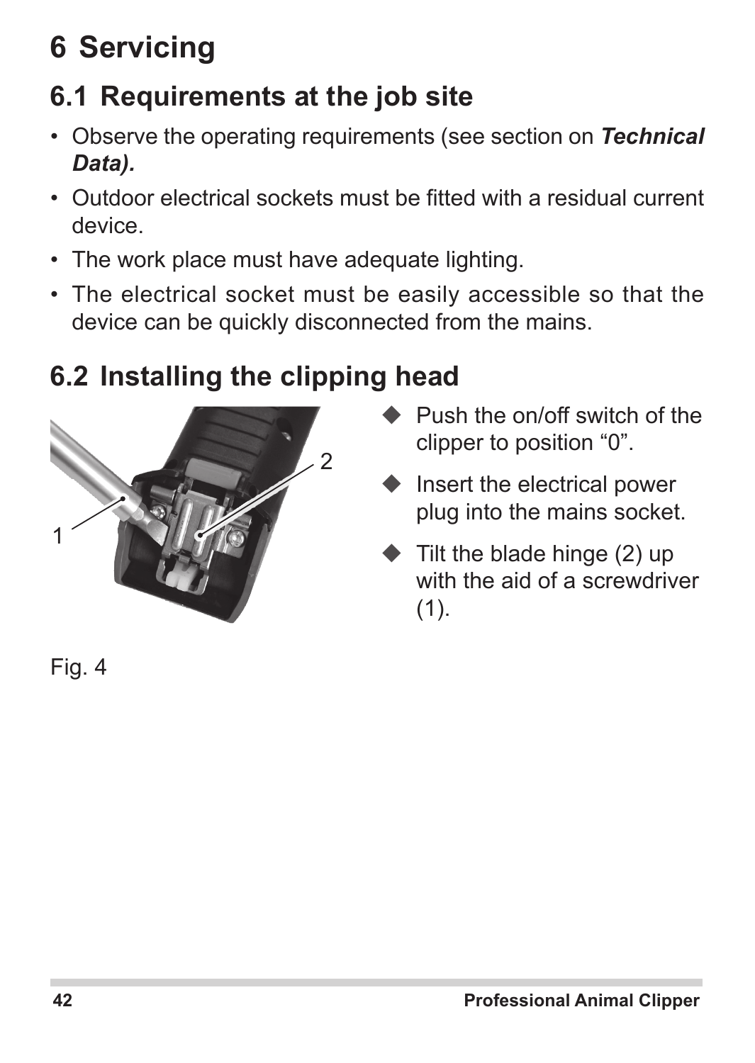# 6 Servicing

## 6.1 Requirements at the job site

- Observe the operating requirements (see section on ***Technical Data).***
- Outdoor electrical sockets must be fitted with a residual current device.
- The work place must have adequate lighting.
- The electrical socket must be easily accessible so that the device can be quickly disconnected from the mains.

## 6.2 Installing the clipping head

Fig. 4

- Push the on/off switch of the clipper to position "0".
- Insert the electrical power plug into the mains socket.
- Tilt the blade hinge (2) up with the aid of a screwdriver (1).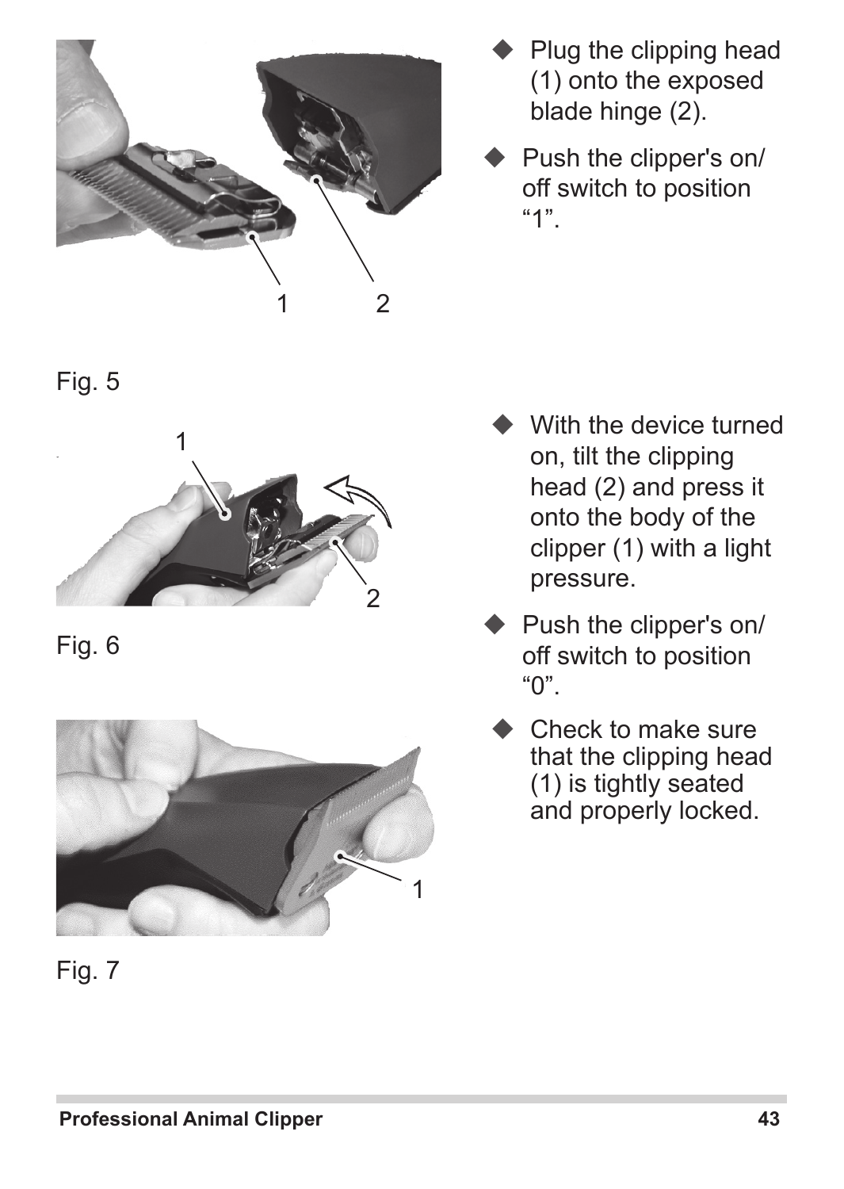- Plug the clipping head (1) onto the exposed blade hinge (2).
- Push the clipper's on/off switch to position "1".

Fig. 5

- With the device turned on, tilt the clipping head (2) and press it onto the body of the clipper (1) with a light pressure.
- Push the clipper's on/off switch to position "0".
- Check to make sure that the clipping head (1) is tightly seated and properly locked.

Fig. 6

Fig. 7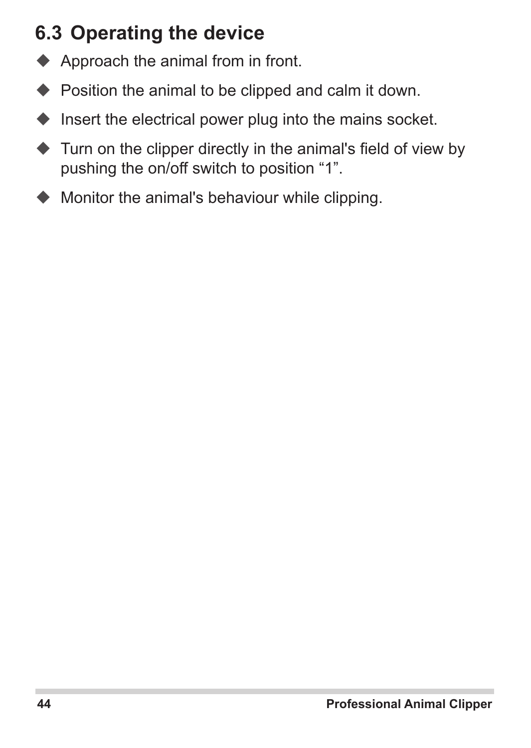## 6.3 Operating the device

- Approach the animal from in front.
- Position the animal to be clipped and calm it down.
- Insert the electrical power plug into the mains socket.
- Turn on the clipper directly in the animal's field of view by pushing the on/off switch to position “1”.
- Monitor the animal's behaviour while clipping.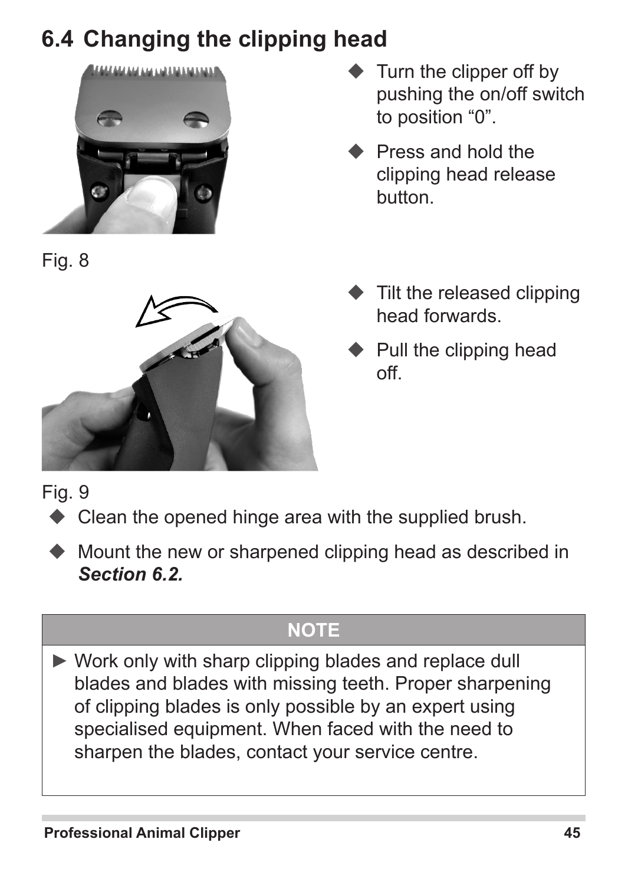## 6.4 Changing the clipping head

- Turn the clipper off by pushing the on/off switch to position “0”.
- Press and hold the clipping head release button.

Fig. 8

- Tilt the released clipping head forwards.
- Pull the clipping head off.

Fig. 9

- Clean the opened hinge area with the supplied brush.
- Mount the new or sharpened clipping head as described in ***Section 6.2.***

| NOTE |
| --- |
| ► Work only with sharp clipping blades and replace dull blades and blades with missing teeth. Proper sharpening of clipping blades is only possible by an expert using specialised equipment. When faced with the need to sharpen the blades, contact your service centre. |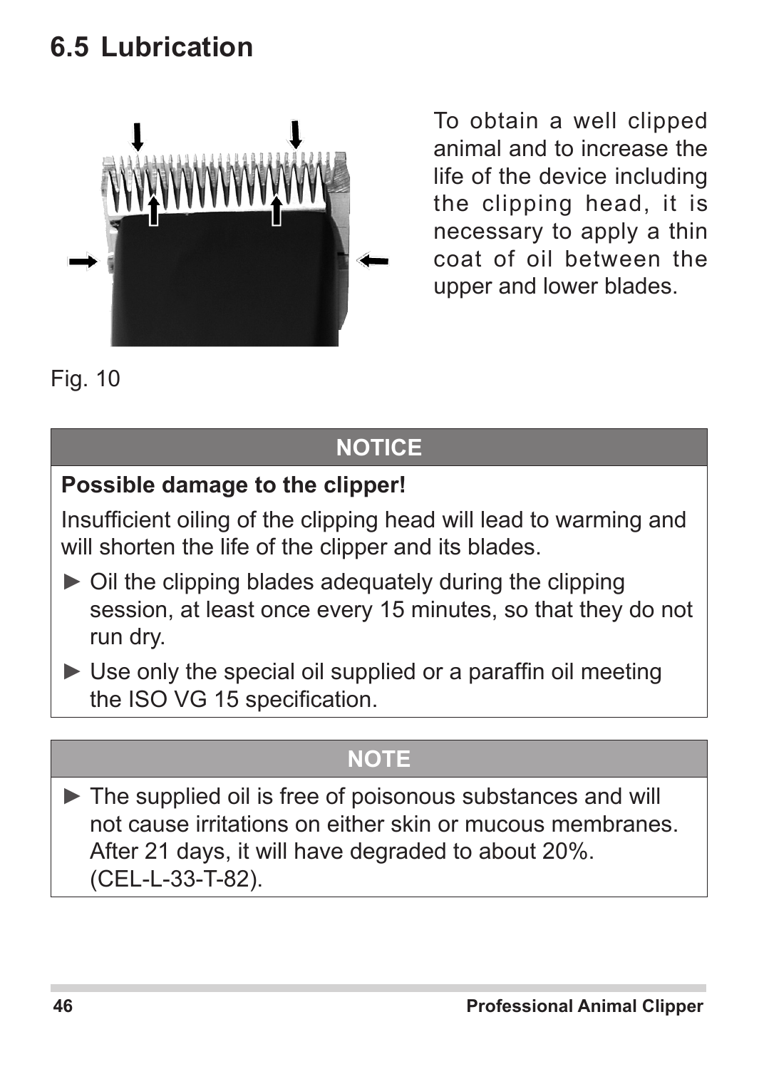## 6.5 Lubrication

To obtain a well clipped animal and to increase the life of the device including the clipping head, it is necessary to apply a thin coat of oil between the upper and lower blades.

Fig. 10

**NOTICE**

**Possible damage to the clipper!**

Insufficient oiling of the clipping head will lead to warming and will shorten the life of the clipper and its blades.

► Oil the clipping blades adequately during the clipping session, at least once every 15 minutes, so that they do not run dry.

► Use only the special oil supplied or a paraffin oil meeting the ISO VG 15 specification.

**NOTE**

► The supplied oil is free of poisonous substances and will not cause irritations on either skin or mucous membranes. After 21 days, it will have degraded to about 20%. (CEL-L-33-T-82).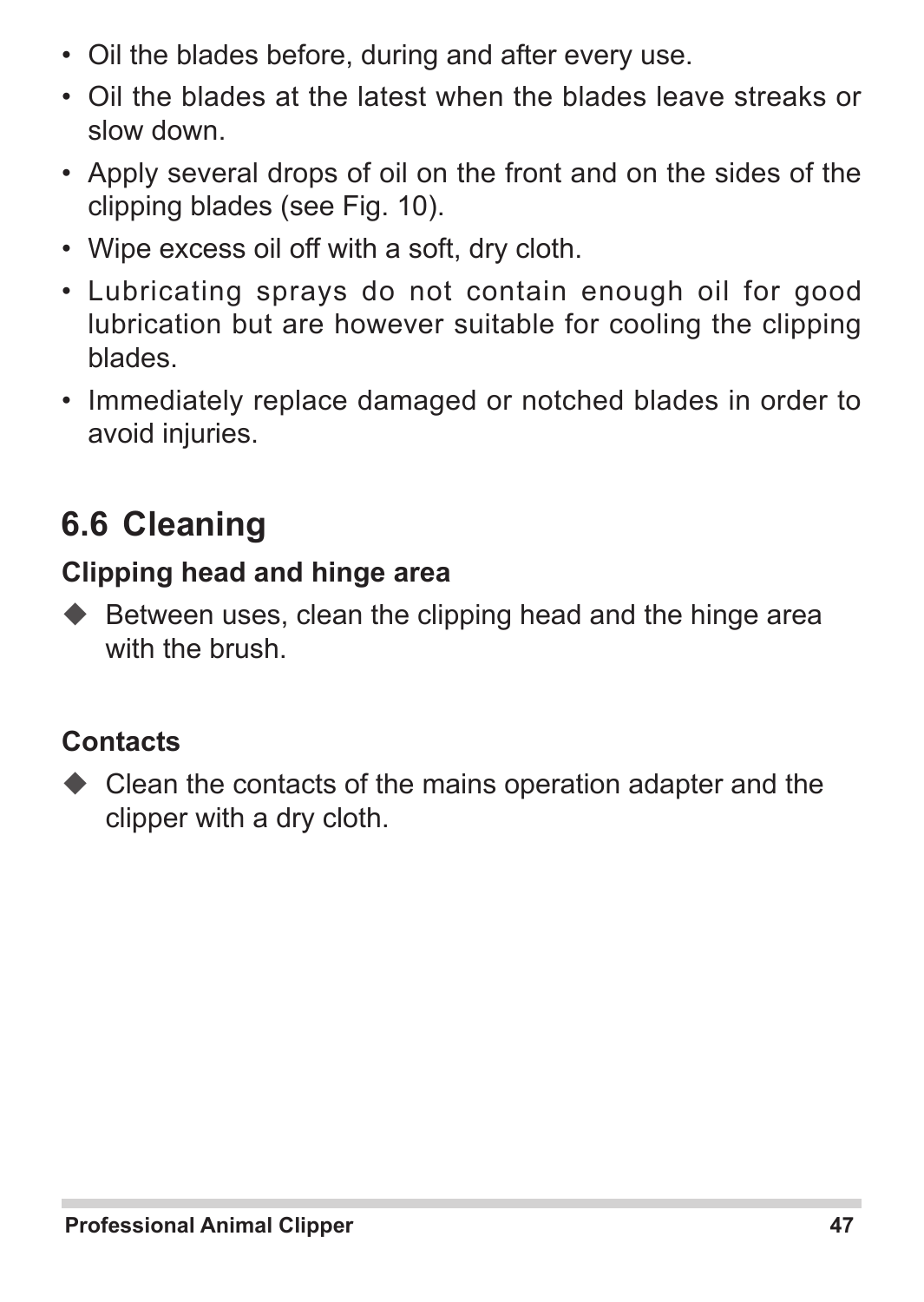- Oil the blades before, during and after every use.
- Oil the blades at the latest when the blades leave streaks or slow down.
- Apply several drops of oil on the front and on the sides of the clipping blades (see Fig. 10).
- Wipe excess oil off with a soft, dry cloth.
- Lubricating sprays do not contain enough oil for good lubrication but are however suitable for cooling the clipping blades.
- Immediately replace damaged or notched blades in order to avoid injuries.

## 6.6 Cleaning

### Clipping head and hinge area

◆ Between uses, clean the clipping head and the hinge area with the brush.

### Contacts

◆ Clean the contacts of the mains operation adapter and the clipper with a dry cloth.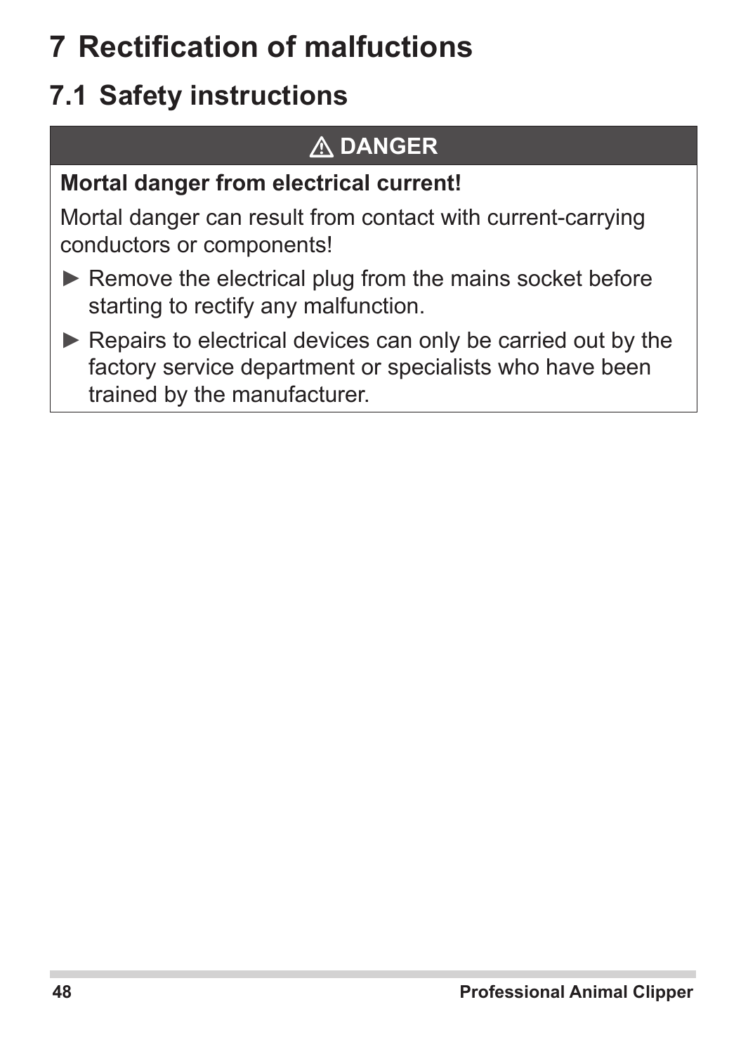# 7 Rectification of malfuctions

## 7.1 Safety instructions

**⚠ DANGER**

**Mortal danger from electrical current!**

Mortal danger can result from contact with current-carrying conductors or components!

► Remove the electrical plug from the mains socket before starting to rectify any malfunction.

► Repairs to electrical devices can only be carried out by the factory service department or specialists who have been trained by the manufacturer.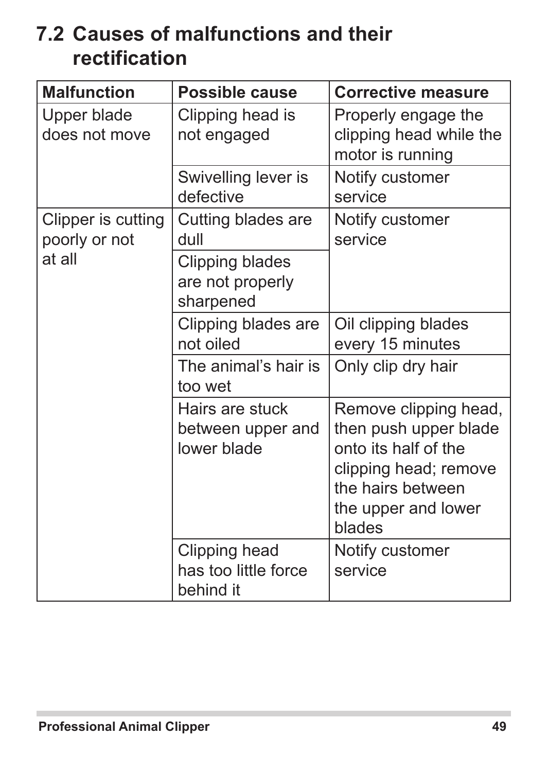## 7.2 Causes of malfunctions and their rectification

| Malfunction | Possible cause | Corrective measure |
|---|---|---|
| Upper blade does not move | Clipping head is not engaged | Properly engage the clipping head while the motor is running |
| | Swivelling lever is defective | Notify customer service |
| Clipper is cutting poorly or not at all | Cutting blades are dull | Notify customer service |
| | Clipping blades are not properly sharpened | |
| | Clipping blades are not oiled | Oil clipping blades every 15 minutes |
| | The animal's hair is too wet | Only clip dry hair |
| | Hairs are stuck between upper and lower blade | Remove clipping head, then push upper blade onto its half of the clipping head; remove the hairs between the upper and lower blades |
| | Clipping head has too little force behind it | Notify customer service |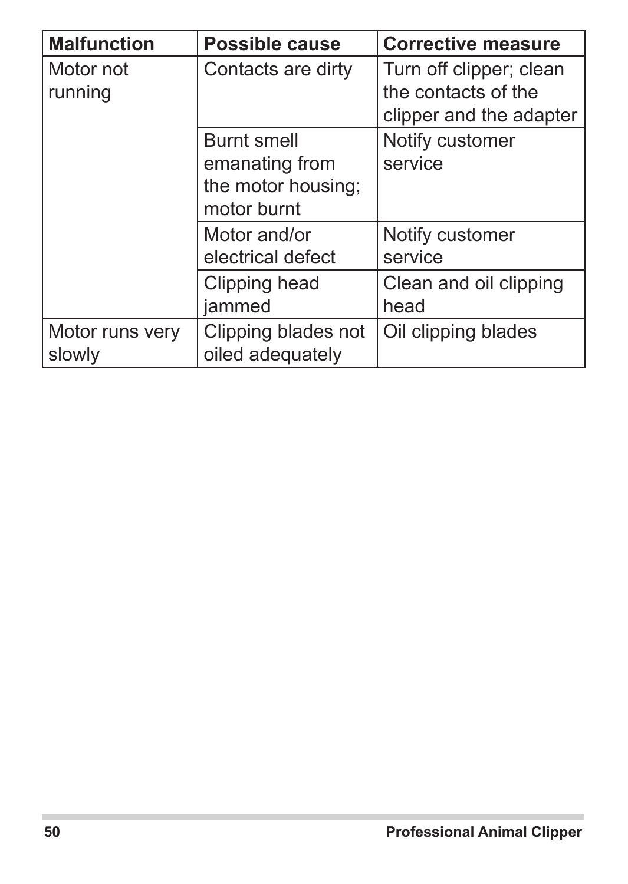| Malfunction | Possible cause | Corrective measure |
|---|---|---|
| Motor not running | Contacts are dirty | Turn off clipper; clean the contacts of the clipper and the adapter |
| | Burnt smell emanating from the motor housing; motor burnt | Notify customer service |
| | Motor and/or electrical defect | Notify customer service |
| | Clipping head jammed | Clean and oil clipping head |
| Motor runs very slowly | Clipping blades not oiled adequately | Oil clipping blades |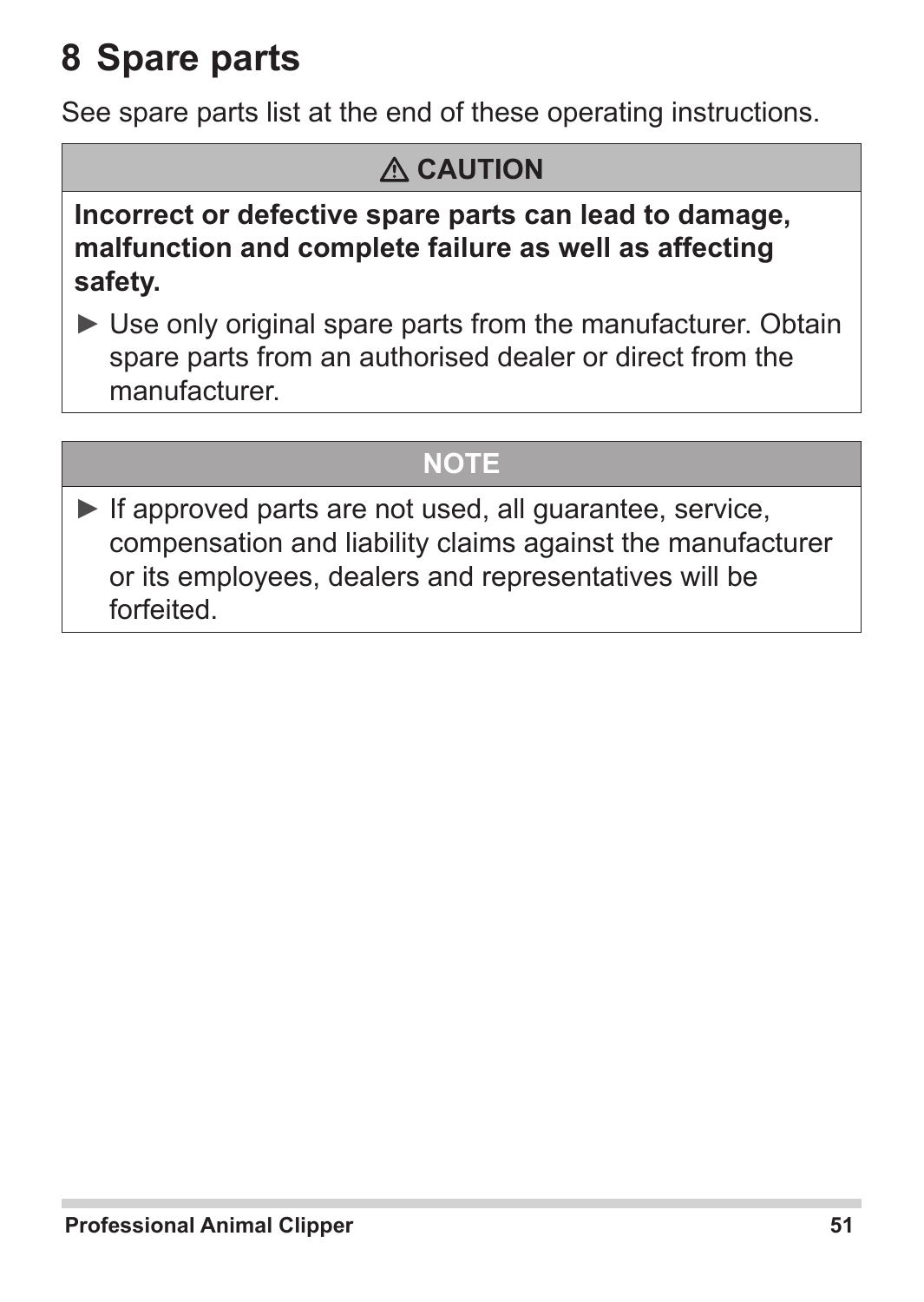# 8 Spare parts

See spare parts list at the end of these operating instructions.

| ⚠ CAUTION |
| --- |
| **Incorrect or defective spare parts can lead to damage, malfunction and complete failure as well as affecting safety.**<br>► Use only original spare parts from the manufacturer. Obtain spare parts from an authorised dealer or direct from the manufacturer. |

| NOTE |
| --- |
| ► If approved parts are not used, all guarantee, service, compensation and liability claims against the manufacturer or its employees, dealers and representatives will be forfeited. |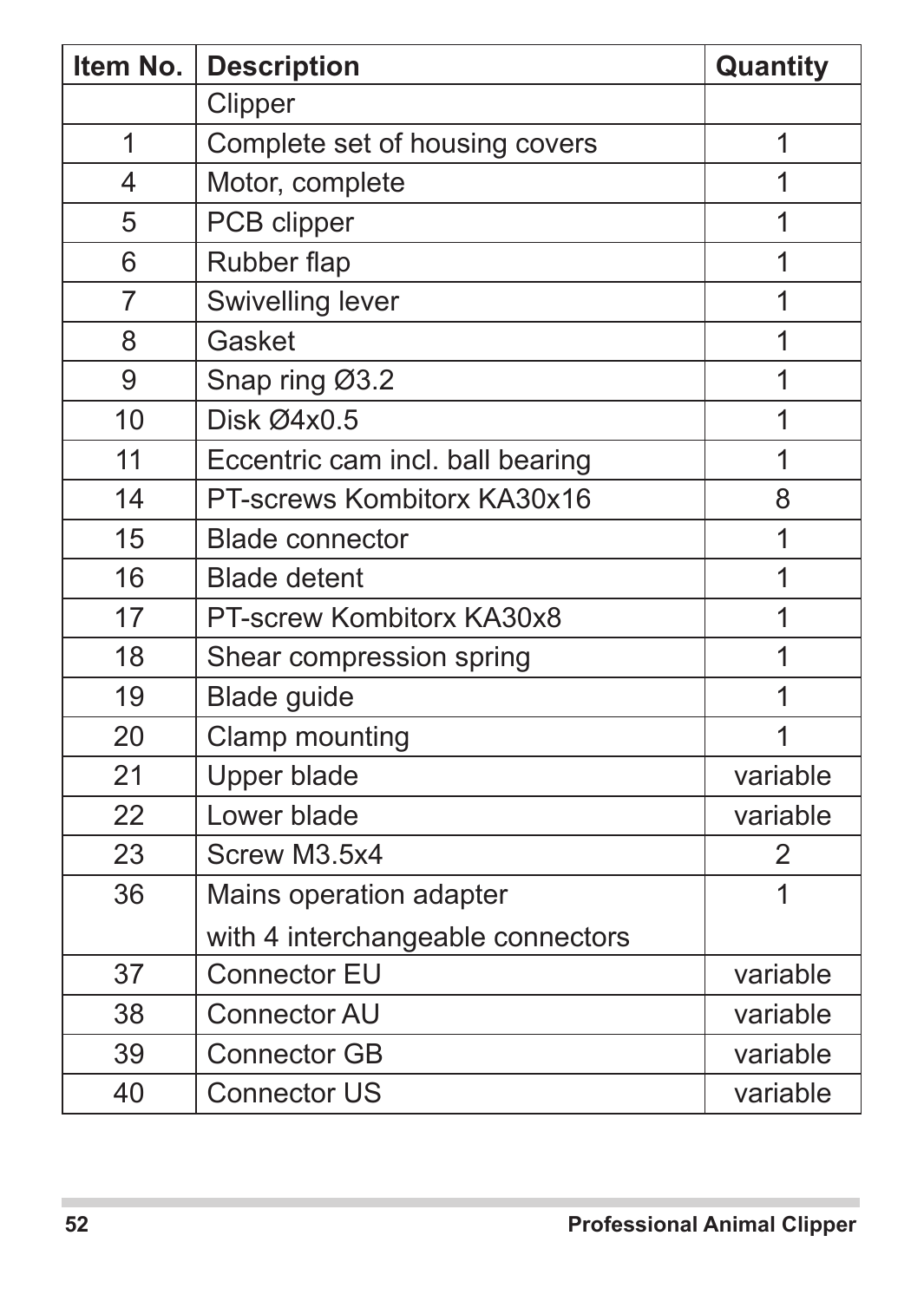| Item No. | Description | Quantity |
|---|---|---|
| | Clipper | |
| 1 | Complete set of housing covers | 1 |
| 4 | Motor, complete | 1 |
| 5 | PCB clipper | 1 |
| 6 | Rubber flap | 1 |
| 7 | Swivelling lever | 1 |
| 8 | Gasket | 1 |
| 9 | Snap ring Ø3.2 | 1 |
| 10 | Disk Ø4x0.5 | 1 |
| 11 | Eccentric cam incl. ball bearing | 1 |
| 14 | PT-screws Kombitorx KA30x16 | 8 |
| 15 | Blade connector | 1 |
| 16 | Blade detent | 1 |
| 17 | PT-screw Kombitorx KA30x8 | 1 |
| 18 | Shear compression spring | 1 |
| 19 | Blade guide | 1 |
| 20 | Clamp mounting | 1 |
| 21 | Upper blade | variable |
| 22 | Lower blade | variable |
| 23 | Screw M3.5x4 | 2 |
| 36 | Mains operation adapter with 4 interchangeable connectors | 1 |
| 37 | Connector EU | variable |
| 38 | Connector AU | variable |
| 39 | Connector GB | variable |
| 40 | Connector US | variable |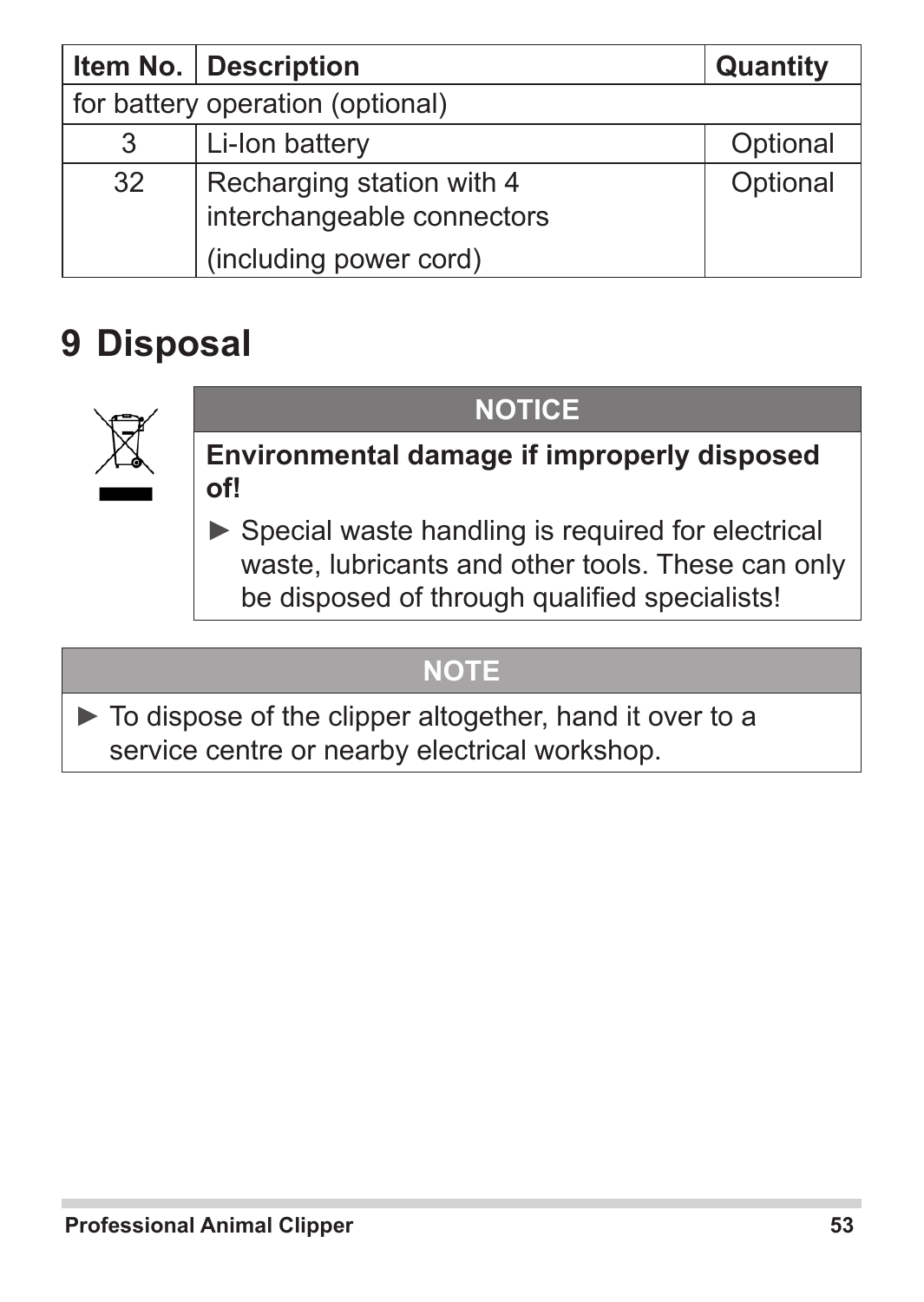| Item No. | Description | Quantity |
|---|---|---|
| for battery operation (optional) | | |
| 3 | Li-Ion battery | Optional |
| 32 | Recharging station with 4 interchangeable connectors (including power cord) | Optional |

# 9 Disposal

**NOTICE**

**Environmental damage if improperly disposed of!**

► Special waste handling is required for electrical waste, lubricants and other tools. These can only be disposed of through qualified specialists!

**NOTE**

► To dispose of the clipper altogether, hand it over to a service centre or nearby electrical workshop.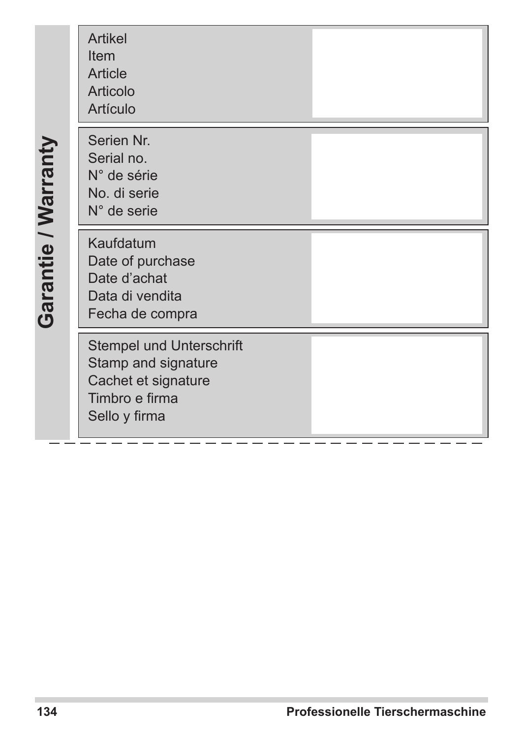# Garantie / Warranty

| | |
|---|---|
| Artikel<br>Item<br>Article<br>Articolo<br>Artículo | |
| Serien Nr.<br>Serial no.<br>N° de série<br>No. di serie<br>N° de serie | |
| Kaufdatum<br>Date of purchase<br>Date d'achat<br>Data di vendita<br>Fecha de compra | |
| Stempel und Unterschrift<br>Stamp and signature<br>Cachet et signature<br>Timbro e firma<br>Sello y firma | |